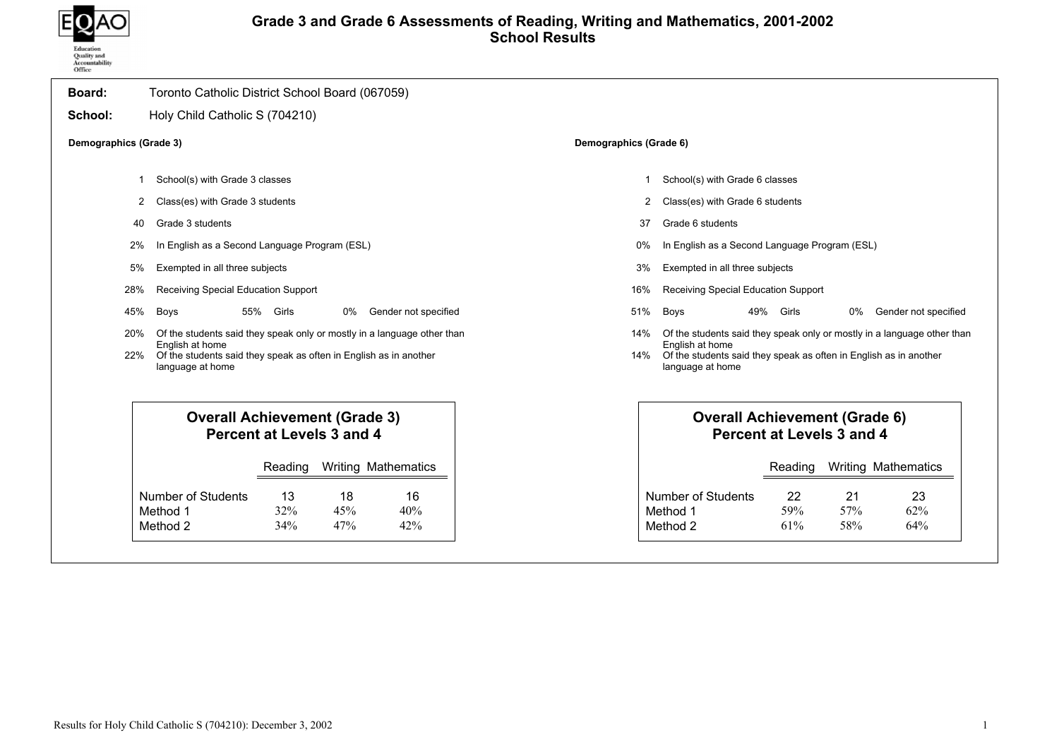# Grade 3 and Grade 6 Assessments of Reading, Writing and Mathematics, 2001-2002
## School Results

**Board:** Toronto Catholic District School Board (067059)

**School:** Holy Child Catholic S (704210)

### Demographics (Grade 3)

- 1 School(s) with Grade 3 classes
- 2 Class(es) with Grade 3 students
- 40 Grade 3 students
- 2% In English as a Second Language Program (ESL)
- 5% Exempted in all three subjects
- 28% Receiving Special Education Support
- 45% Boys 55% Girls 0% Gender not specified
- 20% Of the students said they speak only or mostly in a language other than English at home
- 22% Of the students said they speak as often in English as in another language at home

**Overall Achievement (Grade 3)
Percent at Levels 3 and 4**

| | Reading | Writing | Mathematics |
|---|---|---|---|
| Number of Students | 13 | 18 | 16 |
| Method 1 | 32% | 45% | 40% |
| Method 2 | 34% | 47% | 42% |

### Demographics (Grade 6)

- 1 School(s) with Grade 6 classes
- 2 Class(es) with Grade 6 students
- 37 Grade 6 students
- 0% In English as a Second Language Program (ESL)
- 3% Exempted in all three subjects
- 16% Receiving Special Education Support
- 51% Boys 49% Girls 0% Gender not specified
- 14% Of the students said they speak only or mostly in a language other than English at home
- 14% Of the students said they speak as often in English as in another language at home

**Overall Achievement (Grade 6)
Percent at Levels 3 and 4**

| | Reading | Writing | Mathematics |
|---|---|---|---|
| Number of Students | 22 | 21 | 23 |
| Method 1 | 59% | 57% | 62% |
| Method 2 | 61% | 58% | 64% |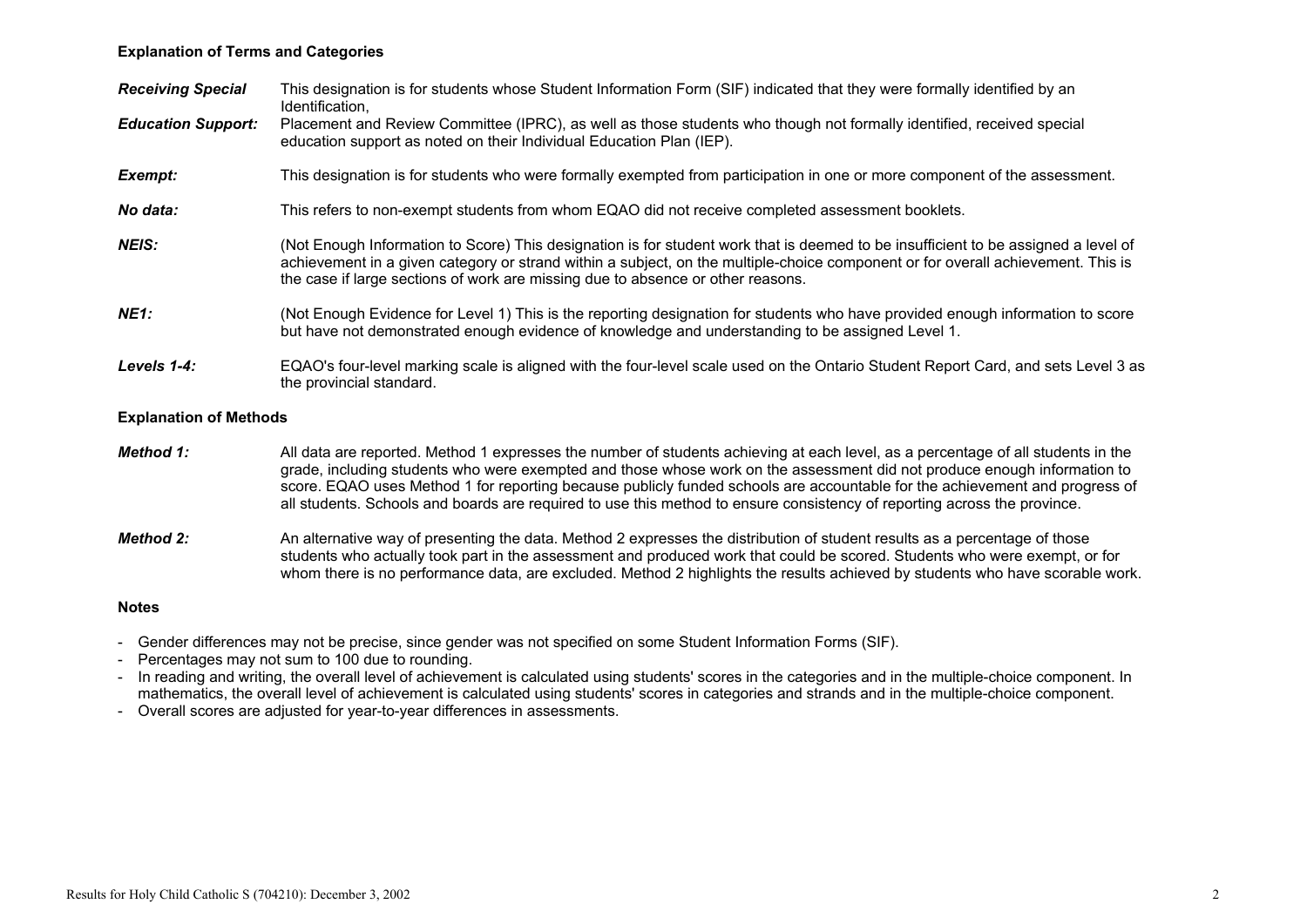### Explanation of Terms and Categories

***Receiving Special Education Support:*** This designation is for students whose Student Information Form (SIF) indicated that they were formally identified by an Identification, Placement and Review Committee (IPRC), as well as those students who though not formally identified, received special education support as noted on their Individual Education Plan (IEP).

***Exempt:*** This designation is for students who were formally exempted from participation in one or more component of the assessment.

***No data:*** This refers to non-exempt students from whom EQAO did not receive completed assessment booklets.

***NEIS:*** (Not Enough Information to Score) This designation is for student work that is deemed to be insufficient to be assigned a level of achievement in a given category or strand within a subject, on the multiple-choice component or for overall achievement. This is the case if large sections of work are missing due to absence or other reasons.

***NE1:*** (Not Enough Evidence for Level 1) This is the reporting designation for students who have provided enough information to score but have not demonstrated enough evidence of knowledge and understanding to be assigned Level 1.

***Levels 1-4:*** EQAO's four-level marking scale is aligned with the four-level scale used on the Ontario Student Report Card, and sets Level 3 as the provincial standard.

### Explanation of Methods

***Method 1:*** All data are reported. Method 1 expresses the number of students achieving at each level, as a percentage of all students in the grade, including students who were exempted and those whose work on the assessment did not produce enough information to score. EQAO uses Method 1 for reporting because publicly funded schools are accountable for the achievement and progress of all students. Schools and boards are required to use this method to ensure consistency of reporting across the province.

***Method 2:*** An alternative way of presenting the data. Method 2 expresses the distribution of student results as a percentage of those students who actually took part in the assessment and produced work that could be scored. Students who were exempt, or for whom there is no performance data, are excluded. Method 2 highlights the results achieved by students who have scorable work.

### Notes

- Gender differences may not be precise, since gender was not specified on some Student Information Forms (SIF).
- Percentages may not sum to 100 due to rounding.
- In reading and writing, the overall level of achievement is calculated using students' scores in the categories and in the multiple-choice component. In mathematics, the overall level of achievement is calculated using students' scores in categories and strands and in the multiple-choice component.
- Overall scores are adjusted for year-to-year differences in assessments.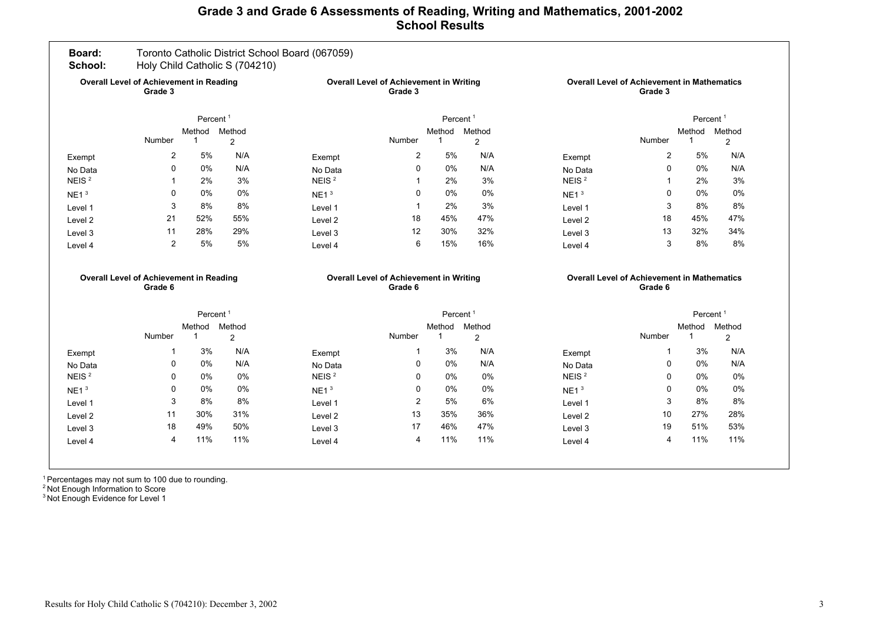# Grade 3 and Grade 6 Assessments of Reading, Writing and Mathematics, 2001-2002
## School Results

**Board:** Toronto Catholic District School Board (067059)
**School:** Holy Child Catholic S (704210)

### Overall Level of Achievement in Reading Grade 3

| | Number | Percent[1] Method 1 | Percent[1] Method 2 |
|---|---|---|---|
| Exempt | 2 | 5% | N/A |
| No Data | 0 | 0% | N/A |
| NEIS[2] | 1 | 2% | 3% |
| NE1[3] | 0 | 0% | 0% |
| Level 1 | 3 | 8% | 8% |
| Level 2 | 21 | 52% | 55% |
| Level 3 | 11 | 28% | 29% |
| Level 4 | 2 | 5% | 5% |

### Overall Level of Achievement in Writing Grade 3

| | Number | Percent[1] Method 1 | Percent[1] Method 2 |
|---|---|---|---|
| Exempt | 2 | 5% | N/A |
| No Data | 0 | 0% | N/A |
| NEIS[2] | 1 | 2% | 3% |
| NE1[3] | 0 | 0% | 0% |
| Level 1 | 1 | 2% | 3% |
| Level 2 | 18 | 45% | 47% |
| Level 3 | 12 | 30% | 32% |
| Level 4 | 6 | 15% | 16% |

### Overall Level of Achievement in Mathematics Grade 3

| | Number | Percent[1] Method 1 | Percent[1] Method 2 |
|---|---|---|---|
| Exempt | 2 | 5% | N/A |
| No Data | 0 | 0% | N/A |
| NEIS[2] | 1 | 2% | 3% |
| NE1[3] | 0 | 0% | 0% |
| Level 1 | 3 | 8% | 8% |
| Level 2 | 18 | 45% | 47% |
| Level 3 | 13 | 32% | 34% |
| Level 4 | 3 | 8% | 8% |

### Overall Level of Achievement in Reading Grade 6

| | Number | Percent[1] Method 1 | Percent[1] Method 2 |
|---|---|---|---|
| Exempt | 1 | 3% | N/A |
| No Data | 0 | 0% | N/A |
| NEIS[2] | 0 | 0% | 0% |
| NE1[3] | 0 | 0% | 0% |
| Level 1 | 3 | 8% | 8% |
| Level 2 | 11 | 30% | 31% |
| Level 3 | 18 | 49% | 50% |
| Level 4 | 4 | 11% | 11% |

### Overall Level of Achievement in Writing Grade 6

| | Number | Percent[1] Method 1 | Percent[1] Method 2 |
|---|---|---|---|
| Exempt | 1 | 3% | N/A |
| No Data | 0 | 0% | N/A |
| NEIS[2] | 0 | 0% | 0% |
| NE1[3] | 0 | 0% | 0% |
| Level 1 | 2 | 5% | 6% |
| Level 2 | 13 | 35% | 36% |
| Level 3 | 17 | 46% | 47% |
| Level 4 | 4 | 11% | 11% |

### Overall Level of Achievement in Mathematics Grade 6

| | Number | Percent[1] Method 1 | Percent[1] Method 2 |
|---|---|---|---|
| Exempt | 1 | 3% | N/A |
| No Data | 0 | 0% | N/A |
| NEIS[2] | 0 | 0% | 0% |
| NE1[3] | 0 | 0% | 0% |
| Level 1 | 3 | 8% | 8% |
| Level 2 | 10 | 27% | 28% |
| Level 3 | 19 | 51% | 53% |
| Level 4 | 4 | 11% | 11% |

[1] Percentages may not sum to 100 due to rounding.
[2] Not Enough Information to Score
[3] Not Enough Evidence for Level 1

Results for Holy Child Catholic S (704210): December 3, 2002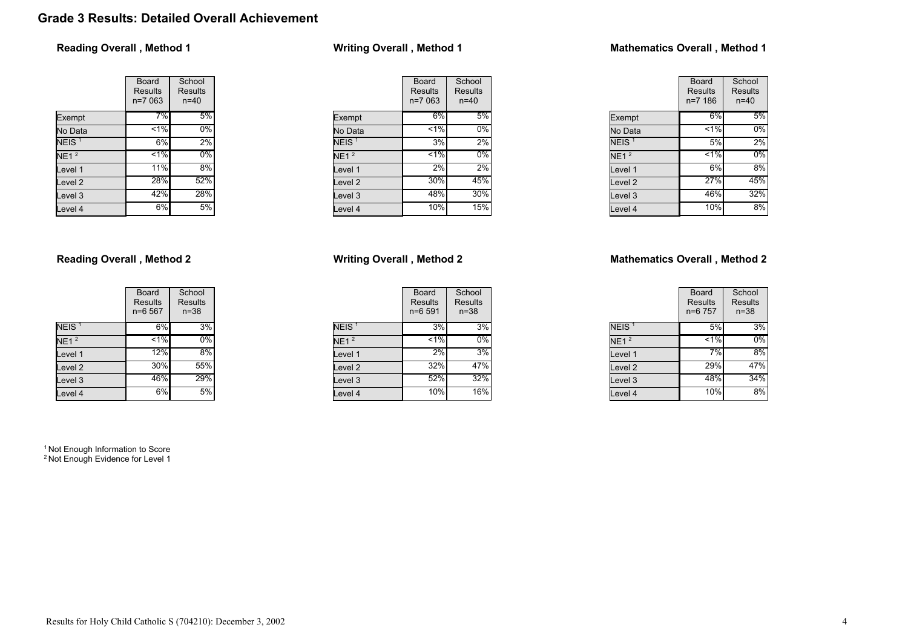# Grade 3 Results: Detailed Overall Achievement

### Reading Overall , Method 1

| | Board Results n=7 063 | School Results n=40 |
|---|---|---|
| Exempt | 7% | 5% |
| No Data | <1% | 0% |
| NEIS [1] | 6% | 2% |
| NE1 [2] | <1% | 0% |
| Level 1 | 11% | 8% |
| Level 2 | 28% | 52% |
| Level 3 | 42% | 28% |
| Level 4 | 6% | 5% |

### Writing Overall , Method 1

| | Board Results n=7 063 | School Results n=40 |
|---|---|---|
| Exempt | 6% | 5% |
| No Data | <1% | 0% |
| NEIS [1] | 3% | 2% |
| NE1 [2] | <1% | 0% |
| Level 1 | 2% | 2% |
| Level 2 | 30% | 45% |
| Level 3 | 48% | 30% |
| Level 4 | 10% | 15% |

### Mathematics Overall , Method 1

| | Board Results n=7 186 | School Results n=40 |
|---|---|---|
| Exempt | 6% | 5% |
| No Data | <1% | 0% |
| NEIS [1] | 5% | 2% |
| NE1 [2] | <1% | 0% |
| Level 1 | 6% | 8% |
| Level 2 | 27% | 45% |
| Level 3 | 46% | 32% |
| Level 4 | 10% | 8% |

### Reading Overall , Method 2

| | Board Results n=6 567 | School Results n=38 |
|---|---|---|
| NEIS [1] | 6% | 3% |
| NE1 [2] | <1% | 0% |
| Level 1 | 12% | 8% |
| Level 2 | 30% | 55% |
| Level 3 | 46% | 29% |
| Level 4 | 6% | 5% |

### Writing Overall , Method 2

| | Board Results n=6 591 | School Results n=38 |
|---|---|---|
| NEIS [1] | 3% | 3% |
| NE1 [2] | <1% | 0% |
| Level 1 | 2% | 3% |
| Level 2 | 32% | 47% |
| Level 3 | 52% | 32% |
| Level 4 | 10% | 16% |

### Mathematics Overall , Method 2

| | Board Results n=6 757 | School Results n=38 |
|---|---|---|
| NEIS [1] | 5% | 3% |
| NE1 [2] | <1% | 0% |
| Level 1 | 7% | 8% |
| Level 2 | 29% | 47% |
| Level 3 | 48% | 34% |
| Level 4 | 10% | 8% |

[1] Not Enough Information to Score
[2] Not Enough Evidence for Level 1

Results for Holy Child Catholic S (704210): December 3, 2002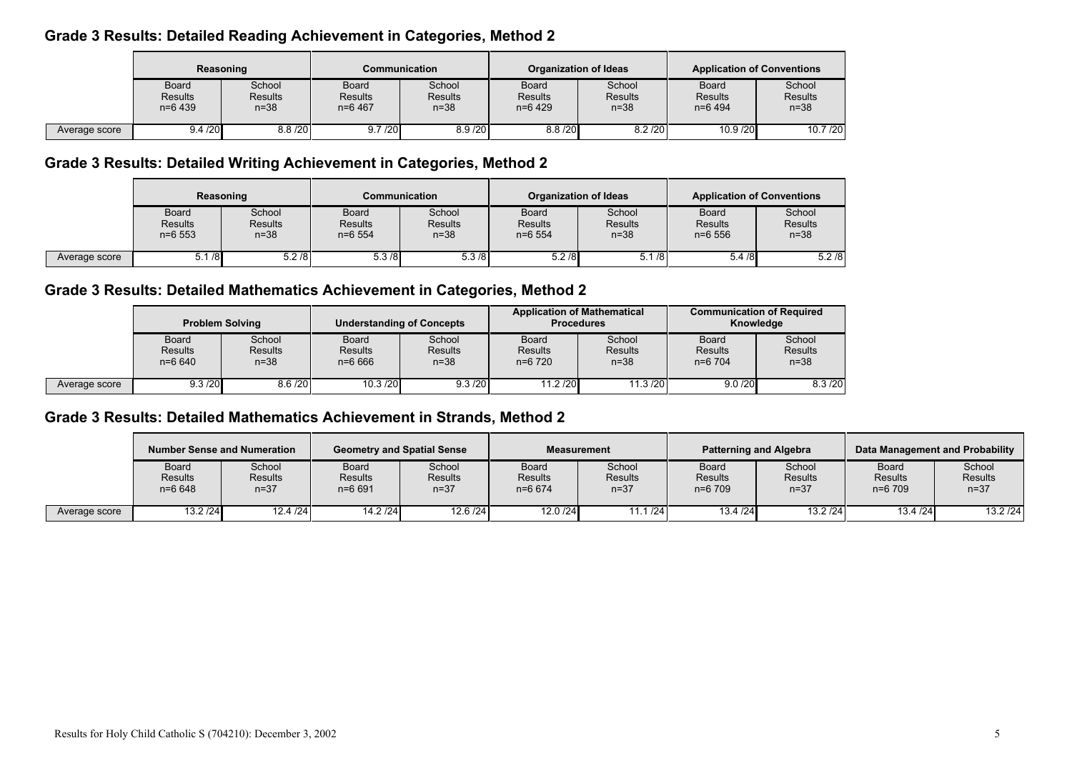## Grade 3 Results: Detailed Reading Achievement in Categories, Method 2

| | Reasoning | | Communication | | Organization of Ideas | | Application of Conventions | |
|---|---|---|---|---|---|---|---|---|
| | Board Results n=6 439 | School Results n=38 | Board Results n=6 467 | School Results n=38 | Board Results n=6 429 | School Results n=38 | Board Results n=6 494 | School Results n=38 |
| Average score | 9.4 /20 | 8.8 /20 | 9.7 /20 | 8.9 /20 | 8.8 /20 | 8.2 /20 | 10.9 /20 | 10.7 /20 |

## Grade 3 Results: Detailed Writing Achievement in Categories, Method 2

| | Reasoning | | Communication | | Organization of Ideas | | Application of Conventions | |
|---|---|---|---|---|---|---|---|---|
| | Board Results n=6 553 | School Results n=38 | Board Results n=6 554 | School Results n=38 | Board Results n=6 554 | School Results n=38 | Board Results n=6 556 | School Results n=38 |
| Average score | 5.1 /8 | 5.2 /8 | 5.3 /8 | 5.3 /8 | 5.2 /8 | 5.1 /8 | 5.4 /8 | 5.2 /8 |

## Grade 3 Results: Detailed Mathematics Achievement in Categories, Method 2

| | Problem Solving | | Understanding of Concepts | | Application of Mathematical Procedures | | Communication of Required Knowledge | |
|---|---|---|---|---|---|---|---|---|
| | Board Results n=6 640 | School Results n=38 | Board Results n=6 666 | School Results n=38 | Board Results n=6 720 | School Results n=38 | Board Results n=6 704 | School Results n=38 |
| Average score | 9.3 /20 | 8.6 /20 | 10.3 /20 | 9.3 /20 | 11.2 /20 | 11.3 /20 | 9.0 /20 | 8.3 /20 |

## Grade 3 Results: Detailed Mathematics Achievement in Strands, Method 2

| | Number Sense and Numeration | | Geometry and Spatial Sense | | Measurement | | Patterning and Algebra | | Data Management and Probability | |
|---|---|---|---|---|---|---|---|---|---|---|
| | Board Results n=6 648 | School Results n=37 | Board Results n=6 691 | School Results n=37 | Board Results n=6 674 | School Results n=37 | Board Results n=6 709 | School Results n=37 | Board Results n=6 709 | School Results n=37 |
| Average score | 13.2 /24 | 12.4 /24 | 14.2 /24 | 12.6 /24 | 12.0 /24 | 11.1 /24 | 13.4 /24 | 13.2 /24 | 13.4 /24 | 13.2 /24 |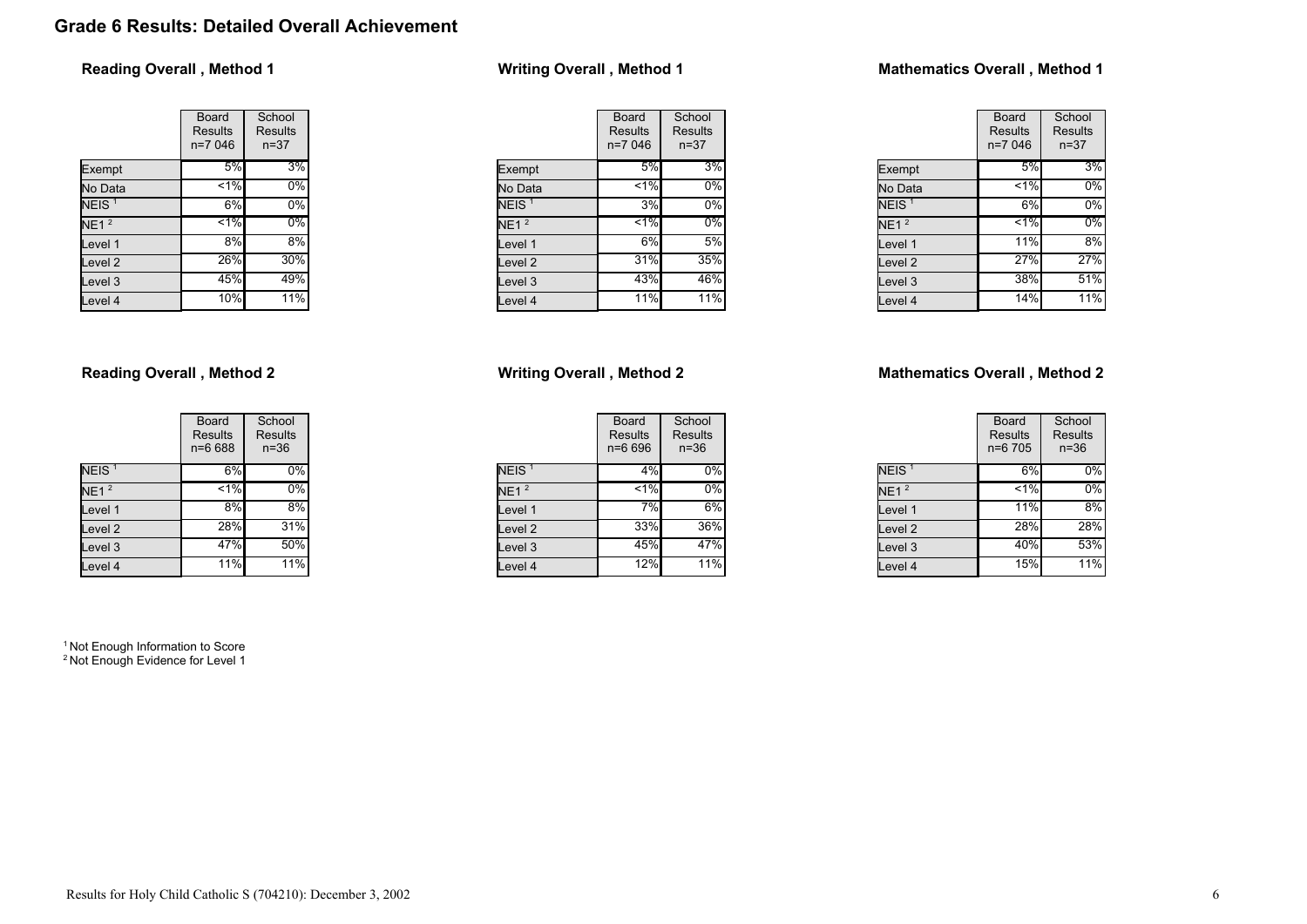## Grade 6 Results: Detailed Overall Achievement

### Reading Overall , Method 1

| | Board Results n=7 046 | School Results n=37 |
|---|---|---|
| Exempt | 5% | 3% |
| No Data | <1% | 0% |
| NEIS [1] | 6% | 0% |
| NE1 [2] | <1% | 0% |
| Level 1 | 8% | 8% |
| Level 2 | 26% | 30% |
| Level 3 | 45% | 49% |
| Level 4 | 10% | 11% |

### Writing Overall , Method 1

| | Board Results n=7 046 | School Results n=37 |
|---|---|---|
| Exempt | 5% | 3% |
| No Data | <1% | 0% |
| NEIS [1] | 3% | 0% |
| NE1 [2] | <1% | 0% |
| Level 1 | 6% | 5% |
| Level 2 | 31% | 35% |
| Level 3 | 43% | 46% |
| Level 4 | 11% | 11% |

### Mathematics Overall , Method 1

| | Board Results n=7 046 | School Results n=37 |
|---|---|---|
| Exempt | 5% | 3% |
| No Data | <1% | 0% |
| NEIS [1] | 6% | 0% |
| NE1 [2] | <1% | 0% |
| Level 1 | 11% | 8% |
| Level 2 | 27% | 27% |
| Level 3 | 38% | 51% |
| Level 4 | 14% | 11% |

### Reading Overall , Method 2

| | Board Results n=6 688 | School Results n=36 |
|---|---|---|
| NEIS [1] | 6% | 0% |
| NE1 [2] | <1% | 0% |
| Level 1 | 8% | 8% |
| Level 2 | 28% | 31% |
| Level 3 | 47% | 50% |
| Level 4 | 11% | 11% |

### Writing Overall , Method 2

| | Board Results n=6 696 | School Results n=36 |
|---|---|---|
| NEIS [1] | 4% | 0% |
| NE1 [2] | <1% | 0% |
| Level 1 | 7% | 6% |
| Level 2 | 33% | 36% |
| Level 3 | 45% | 47% |
| Level 4 | 12% | 11% |

### Mathematics Overall , Method 2

| | Board Results n=6 705 | School Results n=36 |
|---|---|---|
| NEIS [1] | 6% | 0% |
| NE1 [2] | <1% | 0% |
| Level 1 | 11% | 8% |
| Level 2 | 28% | 28% |
| Level 3 | 40% | 53% |
| Level 4 | 15% | 11% |

[1] Not Enough Information to Score
[2] Not Enough Evidence for Level 1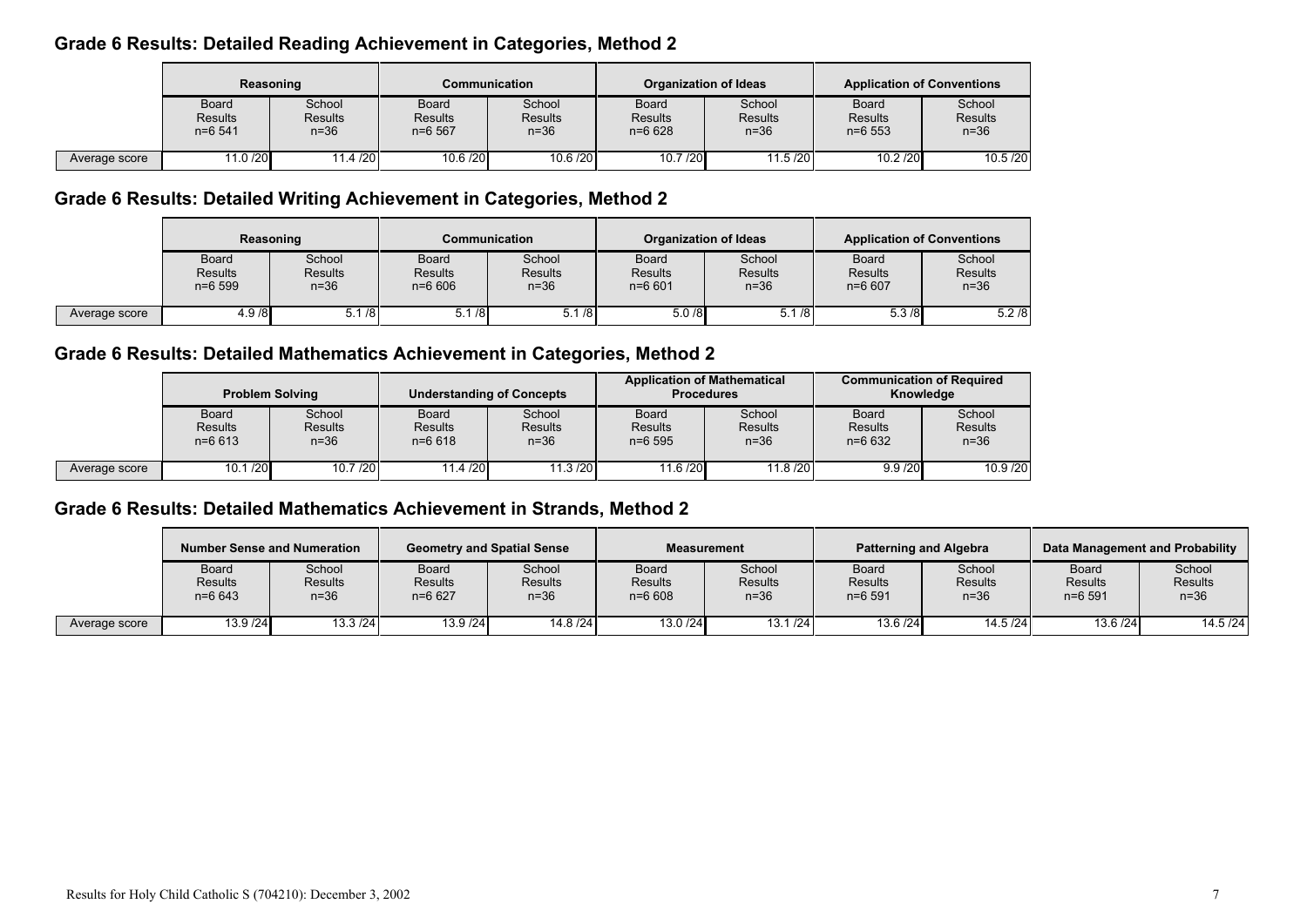## Grade 6 Results: Detailed Reading Achievement in Categories, Method 2

| | Reasoning | | Communication | | Organization of Ideas | | Application of Conventions | |
|---|---|---|---|---|---|---|---|---|
| | Board Results n=6 541 | School Results n=36 | Board Results n=6 567 | School Results n=36 | Board Results n=6 628 | School Results n=36 | Board Results n=6 553 | School Results n=36 |
| Average score | 11.0 /20 | 11.4 /20 | 10.6 /20 | 10.6 /20 | 10.7 /20 | 11.5 /20 | 10.2 /20 | 10.5 /20 |

## Grade 6 Results: Detailed Writing Achievement in Categories, Method 2

| | Reasoning | | Communication | | Organization of Ideas | | Application of Conventions | |
|---|---|---|---|---|---|---|---|---|
| | Board Results n=6 599 | School Results n=36 | Board Results n=6 606 | School Results n=36 | Board Results n=6 601 | School Results n=36 | Board Results n=6 607 | School Results n=36 |
| Average score | 4.9 /8 | 5.1 /8 | 5.1 /8 | 5.1 /8 | 5.0 /8 | 5.1 /8 | 5.3 /8 | 5.2 /8 |

## Grade 6 Results: Detailed Mathematics Achievement in Categories, Method 2

| | Problem Solving | | Understanding of Concepts | | Application of Mathematical Procedures | | Communication of Required Knowledge | |
|---|---|---|---|---|---|---|---|---|
| | Board Results n=6 613 | School Results n=36 | Board Results n=6 618 | School Results n=36 | Board Results n=6 595 | School Results n=36 | Board Results n=6 632 | School Results n=36 |
| Average score | 10.1 /20 | 10.7 /20 | 11.4 /20 | 11.3 /20 | 11.6 /20 | 11.8 /20 | 9.9 /20 | 10.9 /20 |

## Grade 6 Results: Detailed Mathematics Achievement in Strands, Method 2

| | Number Sense and Numeration | | Geometry and Spatial Sense | | Measurement | | Patterning and Algebra | | Data Management and Probability | |
|---|---|---|---|---|---|---|---|---|---|---|
| | Board Results n=6 643 | School Results n=36 | Board Results n=6 627 | School Results n=36 | Board Results n=6 608 | School Results n=36 | Board Results n=6 591 | School Results n=36 | Board Results n=6 591 | School Results n=36 |
| Average score | 13.9 /24 | 13.3 /24 | 13.9 /24 | 14.8 /24 | 13.0 /24 | 13.1 /24 | 13.6 /24 | 14.5 /24 | 13.6 /24 | 14.5 /24 |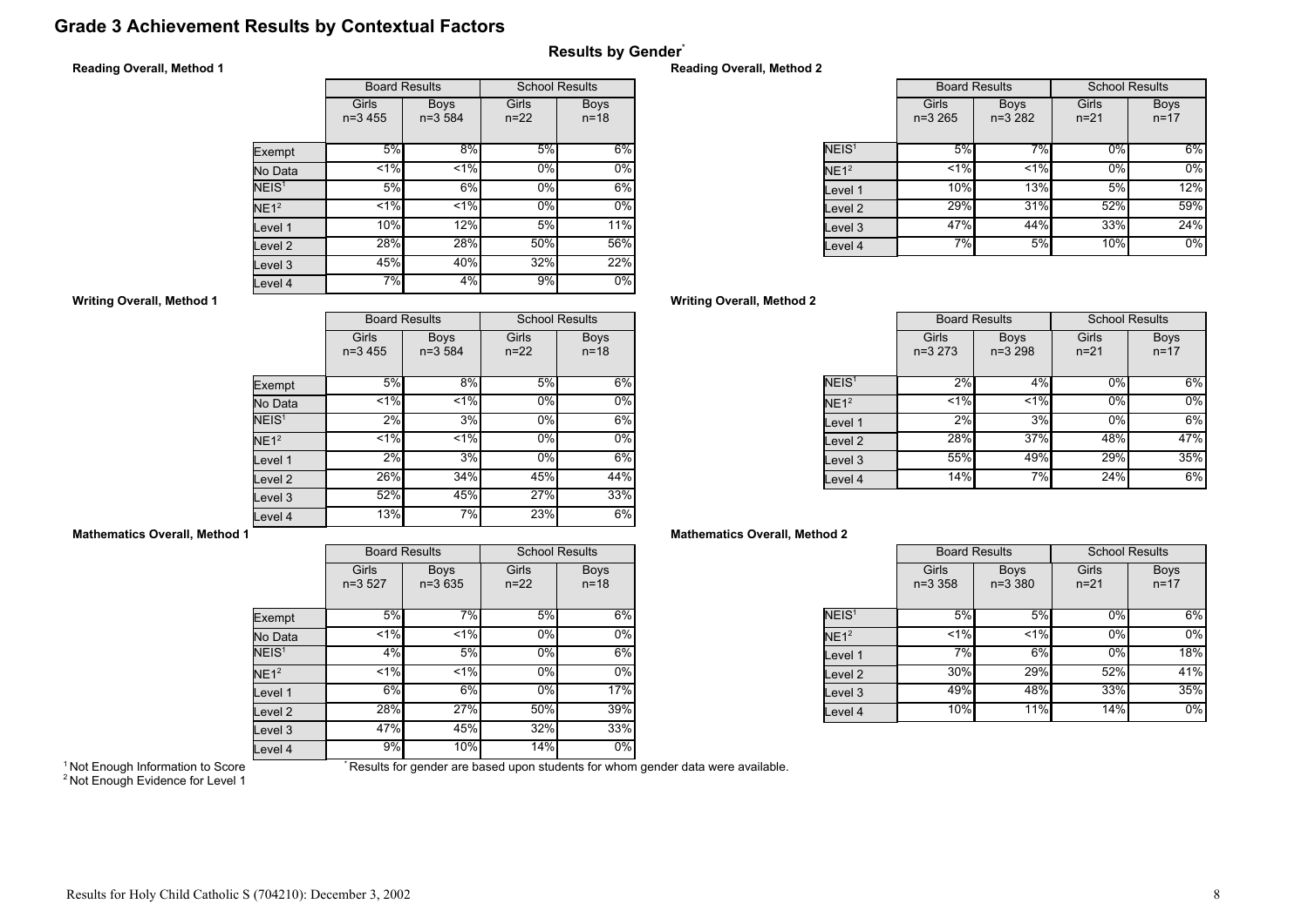# Grade 3 Achievement Results by Contextual Factors

## Results by Gender*

### Reading Overall, Method 1

| | Board Results | | School Results | |
|---|---|---|---|---|
| | Girls n=3 455 | Boys n=3 584 | Girls n=22 | Boys n=18 |
| Exempt | 5% | 8% | 5% | 6% |
| No Data | <1% | <1% | 0% | 0% |
| NEIS[1] | 5% | 6% | 0% | 6% |
| NE1[2] | <1% | <1% | 0% | 0% |
| Level 1 | 10% | 12% | 5% | 11% |
| Level 2 | 28% | 28% | 50% | 56% |
| Level 3 | 45% | 40% | 32% | 22% |
| Level 4 | 7% | 4% | 9% | 0% |

### Reading Overall, Method 2

| | Board Results | | School Results | |
|---|---|---|---|---|
| | Girls n=3 265 | Boys n=3 282 | Girls n=21 | Boys n=17 |
| NEIS[1] | 5% | 7% | 0% | 6% |
| NE1[2] | <1% | <1% | 0% | 0% |
| Level 1 | 10% | 13% | 5% | 12% |
| Level 2 | 29% | 31% | 52% | 59% |
| Level 3 | 47% | 44% | 33% | 24% |
| Level 4 | 7% | 5% | 10% | 0% |

### Writing Overall, Method 1

| | Board Results | | School Results | |
|---|---|---|---|---|
| | Girls n=3 455 | Boys n=3 584 | Girls n=22 | Boys n=18 |
| Exempt | 5% | 8% | 5% | 6% |
| No Data | <1% | <1% | 0% | 0% |
| NEIS[1] | 2% | 3% | 0% | 6% |
| NE1[2] | <1% | <1% | 0% | 0% |
| Level 1 | 2% | 3% | 0% | 6% |
| Level 2 | 26% | 34% | 45% | 44% |
| Level 3 | 52% | 45% | 27% | 33% |
| Level 4 | 13% | 7% | 23% | 6% |

### Writing Overall, Method 2

| | Board Results | | School Results | |
|---|---|---|---|---|
| | Girls n=3 273 | Boys n=3 298 | Girls n=21 | Boys n=17 |
| NEIS[1] | 2% | 4% | 0% | 6% |
| NE1[2] | <1% | <1% | 0% | 0% |
| Level 1 | 2% | 3% | 0% | 6% |
| Level 2 | 28% | 37% | 48% | 47% |
| Level 3 | 55% | 49% | 29% | 35% |
| Level 4 | 14% | 7% | 24% | 6% |

### Mathematics Overall, Method 1

| | Board Results | | School Results | |
|---|---|---|---|---|
| | Girls n=3 527 | Boys n=3 635 | Girls n=22 | Boys n=18 |
| Exempt | 5% | 7% | 5% | 6% |
| No Data | <1% | <1% | 0% | 0% |
| NEIS[1] | 4% | 5% | 0% | 6% |
| NE1[2] | <1% | <1% | 0% | 0% |
| Level 1 | 6% | 6% | 0% | 17% |
| Level 2 | 28% | 27% | 50% | 39% |
| Level 3 | 47% | 45% | 32% | 33% |
| Level 4 | 9% | 10% | 14% | 0% |

### Mathematics Overall, Method 2

| | Board Results | | School Results | |
|---|---|---|---|---|
| | Girls n=3 358 | Boys n=3 380 | Girls n=21 | Boys n=17 |
| NEIS[1] | 5% | 5% | 0% | 6% |
| NE1[2] | <1% | <1% | 0% | 0% |
| Level 1 | 7% | 6% | 0% | 18% |
| Level 2 | 30% | 29% | 52% | 41% |
| Level 3 | 49% | 48% | 33% | 35% |
| Level 4 | 10% | 11% | 14% | 0% |

[1] Not Enough Information to Score
[2] Not Enough Evidence for Level 1

* Results for gender are based upon students for whom gender data were available.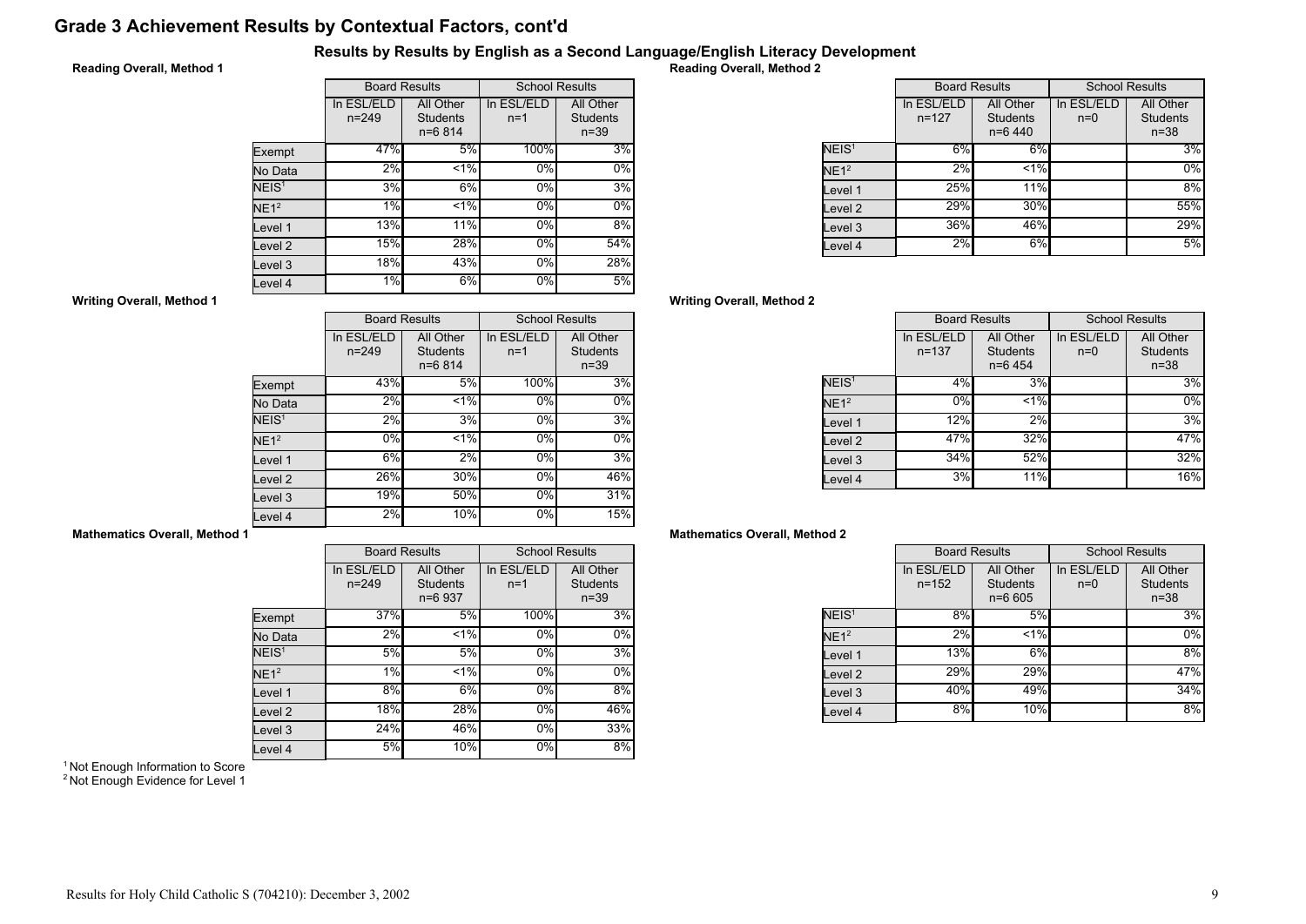## Grade 3 Achievement Results by Contextual Factors, cont'd

### Results by Results by English as a Second Language/English Literacy Development

**Reading Overall, Method 1**

| | Board Results | | School Results | |
|---|---|---|---|---|
| | In ESL/ELD n=249 | All Other Students n=6 814 | In ESL/ELD n=1 | All Other Students n=39 |
| Exempt | 47% | 5% | 100% | 3% |
| No Data | 2% | <1% | 0% | 0% |
| NEIS[1] | 3% | 6% | 0% | 3% |
| NE1[2] | 1% | <1% | 0% | 0% |
| Level 1 | 13% | 11% | 0% | 8% |
| Level 2 | 15% | 28% | 0% | 54% |
| Level 3 | 18% | 43% | 0% | 28% |
| Level 4 | 1% | 6% | 0% | 5% |

**Reading Overall, Method 2**

| | Board Results | | School Results | |
|---|---|---|---|---|
| | In ESL/ELD n=127 | All Other Students n=6 440 | In ESL/ELD n=0 | All Other Students n=38 |
| NEIS[1] | 6% | 6% | | 3% |
| NE1[2] | 2% | <1% | | 0% |
| Level 1 | 25% | 11% | | 8% |
| Level 2 | 29% | 30% | | 55% |
| Level 3 | 36% | 46% | | 29% |
| Level 4 | 2% | 6% | | 5% |

**Writing Overall, Method 1**

| | Board Results | | School Results | |
|---|---|---|---|---|
| | In ESL/ELD n=249 | All Other Students n=6 814 | In ESL/ELD n=1 | All Other Students n=39 |
| Exempt | 43% | 5% | 100% | 3% |
| No Data | 2% | <1% | 0% | 0% |
| NEIS[1] | 2% | 3% | 0% | 3% |
| NE1[2] | 0% | <1% | 0% | 0% |
| Level 1 | 6% | 2% | 0% | 3% |
| Level 2 | 26% | 30% | 0% | 46% |
| Level 3 | 19% | 50% | 0% | 31% |
| Level 4 | 2% | 10% | 0% | 15% |

**Writing Overall, Method 2**

| | Board Results | | School Results | |
|---|---|---|---|---|
| | In ESL/ELD n=137 | All Other Students n=6 454 | In ESL/ELD n=0 | All Other Students n=38 |
| NEIS[1] | 4% | 3% | | 3% |
| NE1[2] | 0% | <1% | | 0% |
| Level 1 | 12% | 2% | | 3% |
| Level 2 | 47% | 32% | | 47% |
| Level 3 | 34% | 52% | | 32% |
| Level 4 | 3% | 11% | | 16% |

**Mathematics Overall, Method 1**

| | Board Results | | School Results | |
|---|---|---|---|---|
| | In ESL/ELD n=249 | All Other Students n=6 937 | In ESL/ELD n=1 | All Other Students n=39 |
| Exempt | 37% | 5% | 100% | 3% |
| No Data | 2% | <1% | 0% | 0% |
| NEIS[1] | 5% | 5% | 0% | 3% |
| NE1[2] | 1% | <1% | 0% | 0% |
| Level 1 | 8% | 6% | 0% | 8% |
| Level 2 | 18% | 28% | 0% | 46% |
| Level 3 | 24% | 46% | 0% | 33% |
| Level 4 | 5% | 10% | 0% | 8% |

**Mathematics Overall, Method 2**

| | Board Results | | School Results | |
|---|---|---|---|---|
| | In ESL/ELD n=152 | All Other Students n=6 605 | In ESL/ELD n=0 | All Other Students n=38 |
| NEIS[1] | 8% | 5% | | 3% |
| NE1[2] | 2% | <1% | | 0% |
| Level 1 | 13% | 6% | | 8% |
| Level 2 | 29% | 29% | | 47% |
| Level 3 | 40% | 49% | | 34% |
| Level 4 | 8% | 10% | | 8% |

[1] Not Enough Information to Score
[2] Not Enough Evidence for Level 1

Results for Holy Child Catholic S (704210): December 3, 2002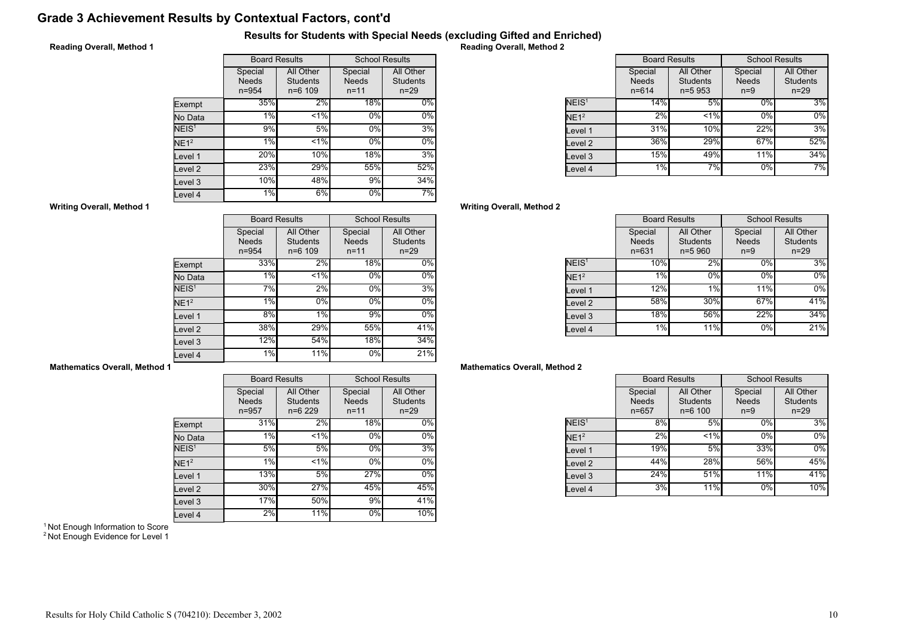# Grade 3 Achievement Results by Contextual Factors, cont'd

## Results for Students with Special Needs (excluding Gifted and Enriched)

### Reading Overall, Method 1

| | Board Results | | School Results | |
|---|---|---|---|---|
| | Special Needs n=954 | All Other Students n=6 109 | Special Needs n=11 | All Other Students n=29 |
| Exempt | 35% | 2% | 18% | 0% |
| No Data | 1% | <1% | 0% | 0% |
| NEIS[1] | 9% | 5% | 0% | 3% |
| NE1[2] | 1% | <1% | 0% | 0% |
| Level 1 | 20% | 10% | 18% | 3% |
| Level 2 | 23% | 29% | 55% | 52% |
| Level 3 | 10% | 48% | 9% | 34% |
| Level 4 | 1% | 6% | 0% | 7% |

### Reading Overall, Method 2

| | Board Results | | School Results | |
|---|---|---|---|---|
| | Special Needs n=614 | All Other Students n=5 953 | Special Needs n=9 | All Other Students n=29 |
| NEIS[1] | 14% | 5% | 0% | 3% |
| NE1[2] | 2% | <1% | 0% | 0% |
| Level 1 | 31% | 10% | 22% | 3% |
| Level 2 | 36% | 29% | 67% | 52% |
| Level 3 | 15% | 49% | 11% | 34% |
| Level 4 | 1% | 7% | 0% | 7% |

### Writing Overall, Method 1

| | Board Results | | School Results | |
|---|---|---|---|---|
| | Special Needs n=954 | All Other Students n=6 109 | Special Needs n=11 | All Other Students n=29 |
| Exempt | 33% | 2% | 18% | 0% |
| No Data | 1% | <1% | 0% | 0% |
| NEIS[1] | 7% | 2% | 0% | 3% |
| NE1[2] | 1% | 0% | 0% | 0% |
| Level 1 | 8% | 1% | 9% | 0% |
| Level 2 | 38% | 29% | 55% | 41% |
| Level 3 | 12% | 54% | 18% | 34% |
| Level 4 | 1% | 11% | 0% | 21% |

### Writing Overall, Method 2

| | Board Results | | School Results | |
|---|---|---|---|---|
| | Special Needs n=631 | All Other Students n=5 960 | Special Needs n=9 | All Other Students n=29 |
| NEIS[1] | 10% | 2% | 0% | 3% |
| NE1[2] | 1% | 0% | 0% | 0% |
| Level 1 | 12% | 1% | 11% | 0% |
| Level 2 | 58% | 30% | 67% | 41% |
| Level 3 | 18% | 56% | 22% | 34% |
| Level 4 | 1% | 11% | 0% | 21% |

### Mathematics Overall, Method 1

| | Board Results | | School Results | |
|---|---|---|---|---|
| | Special Needs n=957 | All Other Students n=6 229 | Special Needs n=11 | All Other Students n=29 |
| Exempt | 31% | 2% | 18% | 0% |
| No Data | 1% | <1% | 0% | 0% |
| NEIS[1] | 5% | 5% | 0% | 3% |
| NE1[2] | 1% | <1% | 0% | 0% |
| Level 1 | 13% | 5% | 27% | 0% |
| Level 2 | 30% | 27% | 45% | 45% |
| Level 3 | 17% | 50% | 9% | 41% |
| Level 4 | 2% | 11% | 0% | 10% |

### Mathematics Overall, Method 2

| | Board Results | | School Results | |
|---|---|---|---|---|
| | Special Needs n=657 | All Other Students n=6 100 | Special Needs n=9 | All Other Students n=29 |
| NEIS[1] | 8% | 5% | 0% | 3% |
| NE1[2] | 2% | <1% | 0% | 0% |
| Level 1 | 19% | 5% | 33% | 0% |
| Level 2 | 44% | 28% | 56% | 45% |
| Level 3 | 24% | 51% | 11% | 41% |
| Level 4 | 3% | 11% | 0% | 10% |

[1] Not Enough Information to Score
[2] Not Enough Evidence for Level 1

Results for Holy Child Catholic S (704210): December 3, 2002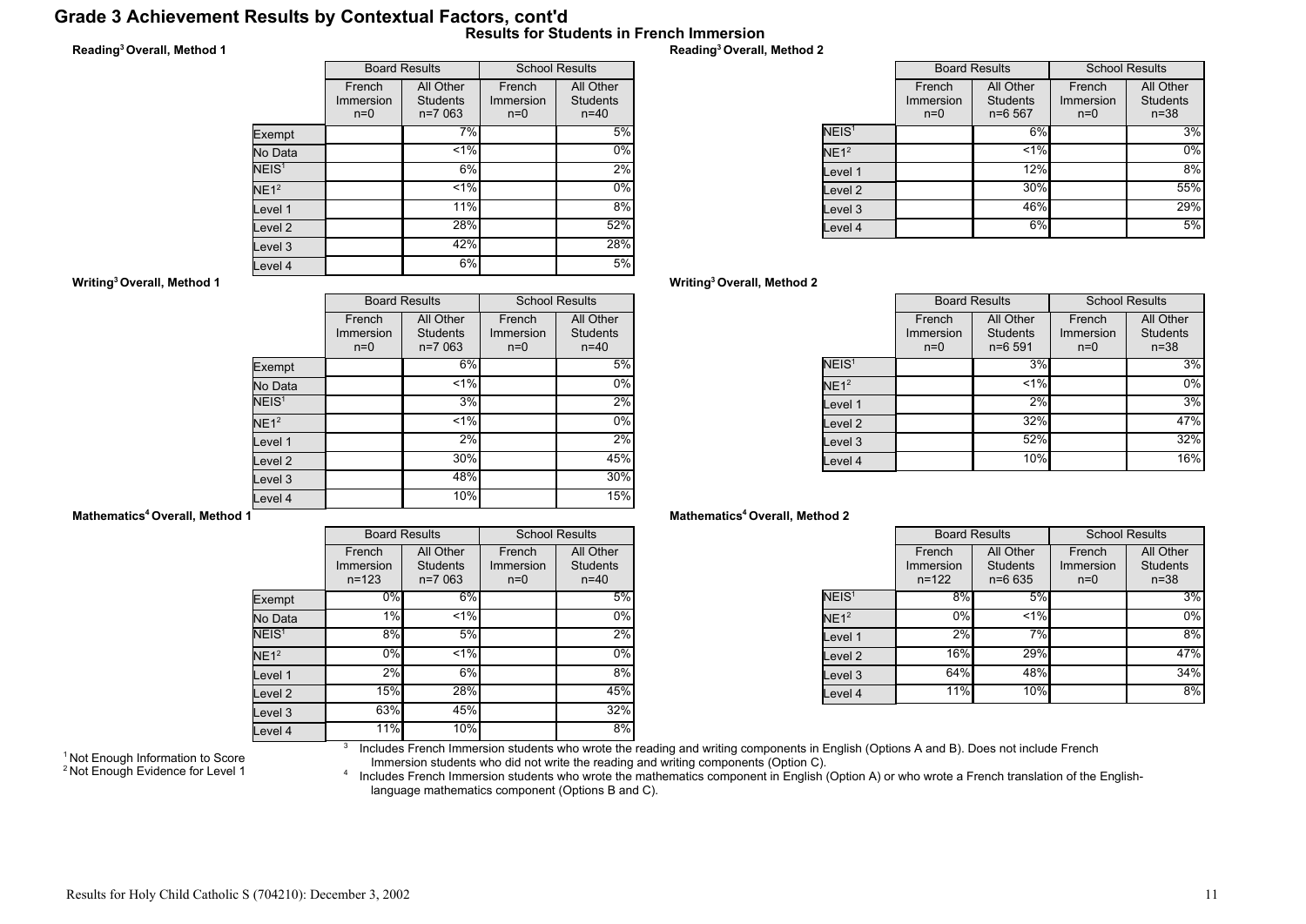# Grade 3 Achievement Results by Contextual Factors, cont'd

## Results for Students in French Immersion

### Reading[3] Overall, Method 1

| | Board Results | | School Results | |
|---|---|---|---|---|
| | French Immersion n=0 | All Other Students n=7 063 | French Immersion n=0 | All Other Students n=40 |
| Exempt | | 7% | | 5% |
| No Data | | <1% | | 0% |
| NEIS[1] | | 6% | | 2% |
| NE1[2] | | <1% | | 0% |
| Level 1 | | 11% | | 8% |
| Level 2 | | 28% | | 52% |
| Level 3 | | 42% | | 28% |
| Level 4 | | 6% | | 5% |

### Reading[3] Overall, Method 2

| | Board Results | | School Results | |
|---|---|---|---|---|
| | French Immersion n=0 | All Other Students n=6 567 | French Immersion n=0 | All Other Students n=38 |
| NEIS[1] | | 6% | | 3% |
| NE1[2] | | <1% | | 0% |
| Level 1 | | 12% | | 8% |
| Level 2 | | 30% | | 55% |
| Level 3 | | 46% | | 29% |
| Level 4 | | 6% | | 5% |

### Writing[3] Overall, Method 1

| | Board Results | | School Results | |
|---|---|---|---|---|
| | French Immersion n=0 | All Other Students n=7 063 | French Immersion n=0 | All Other Students n=40 |
| Exempt | | 6% | | 5% |
| No Data | | <1% | | 0% |
| NEIS[1] | | 3% | | 2% |
| NE1[2] | | <1% | | 0% |
| Level 1 | | 2% | | 2% |
| Level 2 | | 30% | | 45% |
| Level 3 | | 48% | | 30% |
| Level 4 | | 10% | | 15% |

### Writing[3] Overall, Method 2

| | Board Results | | School Results | |
|---|---|---|---|---|
| | French Immersion n=0 | All Other Students n=6 591 | French Immersion n=0 | All Other Students n=38 |
| NEIS[1] | | 3% | | 3% |
| NE1[2] | | <1% | | 0% |
| Level 1 | | 2% | | 3% |
| Level 2 | | 32% | | 47% |
| Level 3 | | 52% | | 32% |
| Level 4 | | 10% | | 16% |

### Mathematics[4] Overall, Method 1

| | Board Results | | School Results | |
|---|---|---|---|---|
| | French Immersion n=123 | All Other Students n=7 063 | French Immersion n=0 | All Other Students n=40 |
| Exempt | 0% | 6% | | 5% |
| No Data | 1% | <1% | | 0% |
| NEIS[1] | 8% | 5% | | 2% |
| NE1[2] | 0% | <1% | | 0% |
| Level 1 | 2% | 6% | | 8% |
| Level 2 | 15% | 28% | | 45% |
| Level 3 | 63% | 45% | | 32% |
| Level 4 | 11% | 10% | | 8% |

### Mathematics[4] Overall, Method 2

| | Board Results | | School Results | |
|---|---|---|---|---|
| | French Immersion n=122 | All Other Students n=6 635 | French Immersion n=0 | All Other Students n=38 |
| NEIS[1] | 8% | 5% | | 3% |
| NE1[2] | 0% | <1% | | 0% |
| Level 1 | 2% | 7% | | 8% |
| Level 2 | 16% | 29% | | 47% |
| Level 3 | 64% | 48% | | 34% |
| Level 4 | 11% | 10% | | 8% |

[1] Not Enough Information to Score
[2] Not Enough Evidence for Level 1

[3] Includes French Immersion students who wrote the reading and writing components in English (Options A and B). Does not include French Immersion students who did not write the reading and writing components (Option C).

[4] Includes French Immersion students who wrote the mathematics component in English (Option A) or who wrote a French translation of the English-language mathematics component (Options B and C).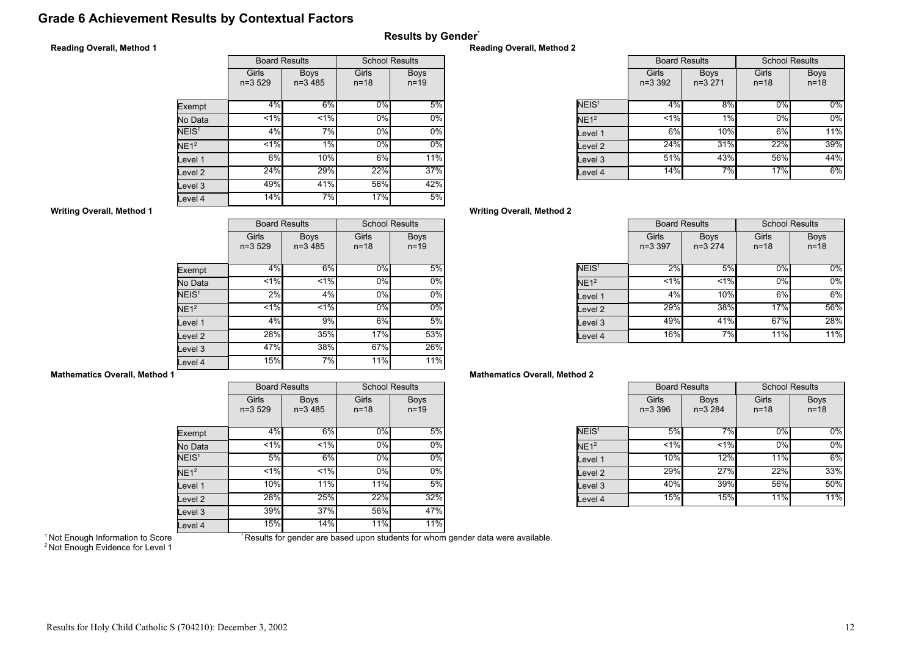# Grade 6 Achievement Results by Contextual Factors

## Results by Gender*

### Reading Overall, Method 1

| | Board Results | | School Results | |
|---|---|---|---|---|
| | Girls n=3 529 | Boys n=3 485 | Girls n=18 | Boys n=19 |
| Exempt | 4% | 6% | 0% | 5% |
| No Data | <1% | <1% | 0% | 0% |
| NEIS[1] | 4% | 7% | 0% | 0% |
| NE1[2] | <1% | 1% | 0% | 0% |
| Level 1 | 6% | 10% | 6% | 11% |
| Level 2 | 24% | 29% | 22% | 37% |
| Level 3 | 49% | 41% | 56% | 42% |
| Level 4 | 14% | 7% | 17% | 5% |

### Reading Overall, Method 2

| | Board Results | | School Results | |
|---|---|---|---|---|
| | Girls n=3 392 | Boys n=3 271 | Girls n=18 | Boys n=18 |
| NEIS[1] | 4% | 8% | 0% | 0% |
| NE1[2] | <1% | 1% | 0% | 0% |
| Level 1 | 6% | 10% | 6% | 11% |
| Level 2 | 24% | 31% | 22% | 39% |
| Level 3 | 51% | 43% | 56% | 44% |
| Level 4 | 14% | 7% | 17% | 6% |

### Writing Overall, Method 1

| | Board Results | | School Results | |
|---|---|---|---|---|
| | Girls n=3 529 | Boys n=3 485 | Girls n=18 | Boys n=19 |
| Exempt | 4% | 6% | 0% | 5% |
| No Data | <1% | <1% | 0% | 0% |
| NEIS[1] | 2% | 4% | 0% | 0% |
| NE1[2] | <1% | <1% | 0% | 0% |
| Level 1 | 4% | 9% | 6% | 5% |
| Level 2 | 28% | 35% | 17% | 53% |
| Level 3 | 47% | 38% | 67% | 26% |
| Level 4 | 15% | 7% | 11% | 11% |

### Writing Overall, Method 2

| | Board Results | | School Results | |
|---|---|---|---|---|
| | Girls n=3 397 | Boys n=3 274 | Girls n=18 | Boys n=18 |
| NEIS[1] | 2% | 5% | 0% | 0% |
| NE1[2] | <1% | <1% | 0% | 0% |
| Level 1 | 4% | 10% | 6% | 6% |
| Level 2 | 29% | 38% | 17% | 56% |
| Level 3 | 49% | 41% | 67% | 28% |
| Level 4 | 16% | 7% | 11% | 11% |

### Mathematics Overall, Method 1

| | Board Results | | School Results | |
|---|---|---|---|---|
| | Girls n=3 529 | Boys n=3 485 | Girls n=18 | Boys n=19 |
| Exempt | 4% | 6% | 0% | 5% |
| No Data | <1% | <1% | 0% | 0% |
| NEIS[1] | 5% | 6% | 0% | 0% |
| NE1[2] | <1% | <1% | 0% | 0% |
| Level 1 | 10% | 11% | 11% | 5% |
| Level 2 | 28% | 25% | 22% | 32% |
| Level 3 | 39% | 37% | 56% | 47% |
| Level 4 | 15% | 14% | 11% | 11% |

### Mathematics Overall, Method 2

| | Board Results | | School Results | |
|---|---|---|---|---|
| | Girls n=3 396 | Boys n=3 284 | Girls n=18 | Boys n=18 |
| NEIS[1] | 5% | 7% | 0% | 0% |
| NE1[2] | <1% | <1% | 0% | 0% |
| Level 1 | 10% | 12% | 11% | 6% |
| Level 2 | 29% | 27% | 22% | 33% |
| Level 3 | 40% | 39% | 56% | 50% |
| Level 4 | 15% | 15% | 11% | 11% |

[1] Not Enough Information to Score
[2] Not Enough Evidence for Level 1

* Results for gender are based upon students for whom gender data were available.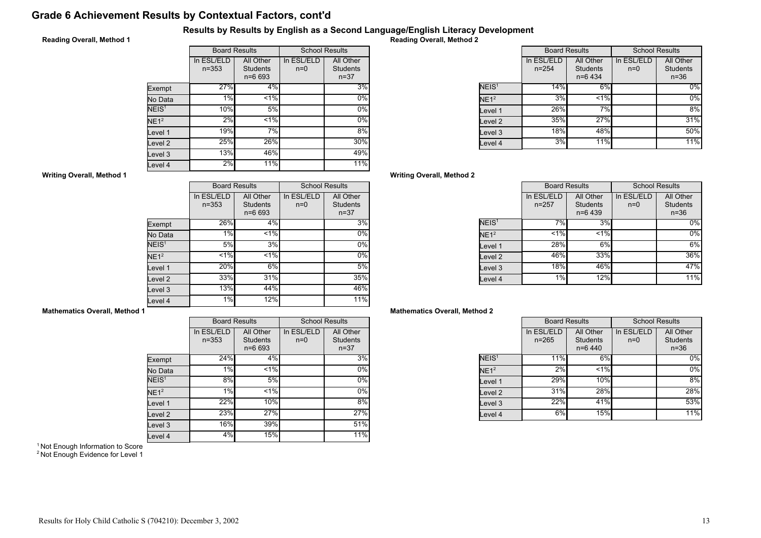# Grade 6 Achievement Results by Contextual Factors, cont'd

## Results by Results by English as a Second Language/English Literacy Development

### Reading Overall, Method 1

| | Board Results | | School Results | |
|---|---|---|---|---|
| | In ESL/ELD n=353 | All Other Students n=6 693 | In ESL/ELD n=0 | All Other Students n=37 |
| Exempt | 27% | 4% | | 3% |
| No Data | 1% | <1% | | 0% |
| NEIS[1] | 10% | 5% | | 0% |
| NE1[2] | 2% | <1% | | 0% |
| Level 1 | 19% | 7% | | 8% |
| Level 2 | 25% | 26% | | 30% |
| Level 3 | 13% | 46% | | 49% |
| Level 4 | 2% | 11% | | 11% |

### Reading Overall, Method 2

| | Board Results | | School Results | |
|---|---|---|---|---|
| | In ESL/ELD n=254 | All Other Students n=6 434 | In ESL/ELD n=0 | All Other Students n=36 |
| NEIS[1] | 14% | 6% | | 0% |
| NE1[2] | 3% | <1% | | 0% |
| Level 1 | 26% | 7% | | 8% |
| Level 2 | 35% | 27% | | 31% |
| Level 3 | 18% | 48% | | 50% |
| Level 4 | 3% | 11% | | 11% |

### Writing Overall, Method 1

| | Board Results | | School Results | |
|---|---|---|---|---|
| | In ESL/ELD n=353 | All Other Students n=6 693 | In ESL/ELD n=0 | All Other Students n=37 |
| Exempt | 26% | 4% | | 3% |
| No Data | 1% | <1% | | 0% |
| NEIS[1] | 5% | 3% | | 0% |
| NE1[2] | <1% | <1% | | 0% |
| Level 1 | 20% | 6% | | 5% |
| Level 2 | 33% | 31% | | 35% |
| Level 3 | 13% | 44% | | 46% |
| Level 4 | 1% | 12% | | 11% |

### Writing Overall, Method 2

| | Board Results | | School Results | |
|---|---|---|---|---|
| | In ESL/ELD n=257 | All Other Students n=6 439 | In ESL/ELD n=0 | All Other Students n=36 |
| NEIS[1] | 7% | 3% | | 0% |
| NE1[2] | <1% | <1% | | 0% |
| Level 1 | 28% | 6% | | 6% |
| Level 2 | 46% | 33% | | 36% |
| Level 3 | 18% | 46% | | 47% |
| Level 4 | 1% | 12% | | 11% |

### Mathematics Overall, Method 1

| | Board Results | | School Results | |
|---|---|---|---|---|
| | In ESL/ELD n=353 | All Other Students n=6 693 | In ESL/ELD n=0 | All Other Students n=37 |
| Exempt | 24% | 4% | | 3% |
| No Data | 1% | <1% | | 0% |
| NEIS[1] | 8% | 5% | | 0% |
| NE1[2] | 1% | <1% | | 0% |
| Level 1 | 22% | 10% | | 8% |
| Level 2 | 23% | 27% | | 27% |
| Level 3 | 16% | 39% | | 51% |
| Level 4 | 4% | 15% | | 11% |

### Mathematics Overall, Method 2

| | Board Results | | School Results | |
|---|---|---|---|---|
| | In ESL/ELD n=265 | All Other Students n=6 440 | In ESL/ELD n=0 | All Other Students n=36 |
| NEIS[1] | 11% | 6% | | 0% |
| NE1[2] | 2% | <1% | | 0% |
| Level 1 | 29% | 10% | | 8% |
| Level 2 | 31% | 28% | | 28% |
| Level 3 | 22% | 41% | | 53% |
| Level 4 | 6% | 15% | | 11% |

[1] Not Enough Information to Score
[2] Not Enough Evidence for Level 1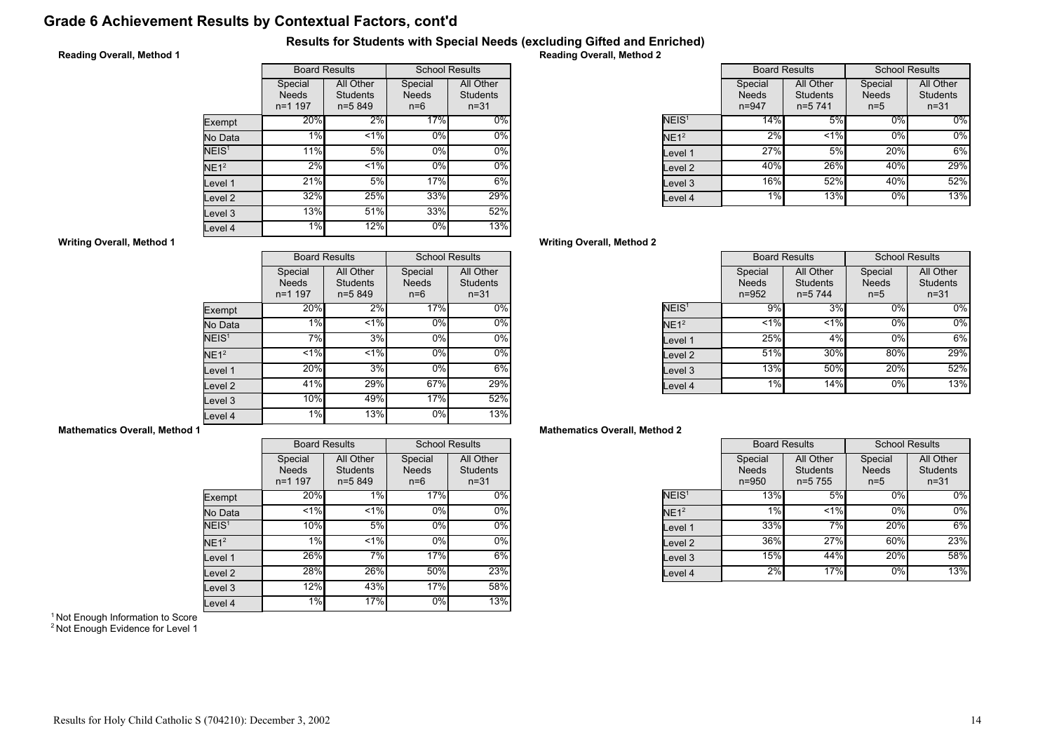# Grade 6 Achievement Results by Contextual Factors, cont'd

## Results for Students with Special Needs (excluding Gifted and Enriched)

### Reading Overall, Method 1

| | Board Results | | School Results | |
|---|---|---|---|---|
| | Special Needs n=1 197 | All Other Students n=5 849 | Special Needs n=6 | All Other Students n=31 |
| Exempt | 20% | 2% | 17% | 0% |
| No Data | 1% | <1% | 0% | 0% |
| NEIS[1] | 11% | 5% | 0% | 0% |
| NE1[2] | 2% | <1% | 0% | 0% |
| Level 1 | 21% | 5% | 17% | 6% |
| Level 2 | 32% | 25% | 33% | 29% |
| Level 3 | 13% | 51% | 33% | 52% |
| Level 4 | 1% | 12% | 0% | 13% |

### Reading Overall, Method 2

| | Board Results | | School Results | |
|---|---|---|---|---|
| | Special Needs n=947 | All Other Students n=5 741 | Special Needs n=5 | All Other Students n=31 |
| NEIS[1] | 14% | 5% | 0% | 0% |
| NE1[2] | 2% | <1% | 0% | 0% |
| Level 1 | 27% | 5% | 20% | 6% |
| Level 2 | 40% | 26% | 40% | 29% |
| Level 3 | 16% | 52% | 40% | 52% |
| Level 4 | 1% | 13% | 0% | 13% |

### Writing Overall, Method 1

| | Board Results | | School Results | |
|---|---|---|---|---|
| | Special Needs n=1 197 | All Other Students n=5 849 | Special Needs n=6 | All Other Students n=31 |
| Exempt | 20% | 2% | 17% | 0% |
| No Data | 1% | <1% | 0% | 0% |
| NEIS[1] | 7% | 3% | 0% | 0% |
| NE1[2] | <1% | <1% | 0% | 0% |
| Level 1 | 20% | 3% | 0% | 6% |
| Level 2 | 41% | 29% | 67% | 29% |
| Level 3 | 10% | 49% | 17% | 52% |
| Level 4 | 1% | 13% | 0% | 13% |

### Writing Overall, Method 2

| | Board Results | | School Results | |
|---|---|---|---|---|
| | Special Needs n=952 | All Other Students n=5 744 | Special Needs n=5 | All Other Students n=31 |
| NEIS[1] | 9% | 3% | 0% | 0% |
| NE1[2] | <1% | <1% | 0% | 0% |
| Level 1 | 25% | 4% | 0% | 6% |
| Level 2 | 51% | 30% | 80% | 29% |
| Level 3 | 13% | 50% | 20% | 52% |
| Level 4 | 1% | 14% | 0% | 13% |

### Mathematics Overall, Method 1

| | Board Results | | School Results | |
|---|---|---|---|---|
| | Special Needs n=1 197 | All Other Students n=5 849 | Special Needs n=6 | All Other Students n=31 |
| Exempt | 20% | 1% | 17% | 0% |
| No Data | <1% | <1% | 0% | 0% |
| NEIS[1] | 10% | 5% | 0% | 0% |
| NE1[2] | 1% | <1% | 0% | 0% |
| Level 1 | 26% | 7% | 17% | 6% |
| Level 2 | 28% | 26% | 50% | 23% |
| Level 3 | 12% | 43% | 17% | 58% |
| Level 4 | 1% | 17% | 0% | 13% |

### Mathematics Overall, Method 2

| | Board Results | | School Results | |
|---|---|---|---|---|
| | Special Needs n=950 | All Other Students n=5 755 | Special Needs n=5 | All Other Students n=31 |
| NEIS[1] | 13% | 5% | 0% | 0% |
| NE1[2] | 1% | <1% | 0% | 0% |
| Level 1 | 33% | 7% | 20% | 6% |
| Level 2 | 36% | 27% | 60% | 23% |
| Level 3 | 15% | 44% | 20% | 58% |
| Level 4 | 2% | 17% | 0% | 13% |

[1] Not Enough Information to Score
[2] Not Enough Evidence for Level 1

Results for Holy Child Catholic S (704210): December 3, 2002